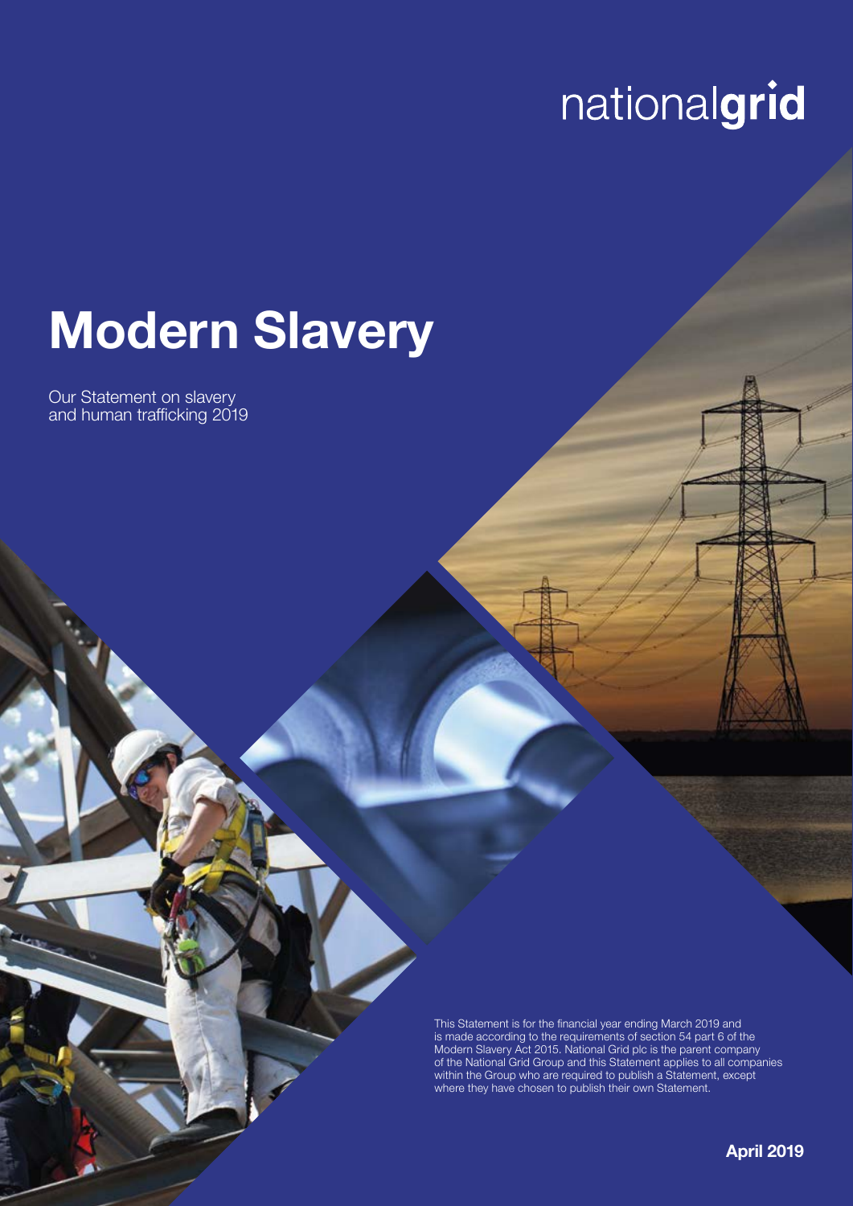nationalgrid

# Modern Slavery

Our Statement on slavery and human trafficking 2019

This Statement is for the financial year ending March 2019 and is made according to the requirements of section 54 part 6 of the Modern Slavery Act 2015. National Grid plc is the parent company of the National Grid Group and this Statement applies to all companies within the Group who are required to publish a Statement, except where they have chosen to publish their own Statement.

**April 2019**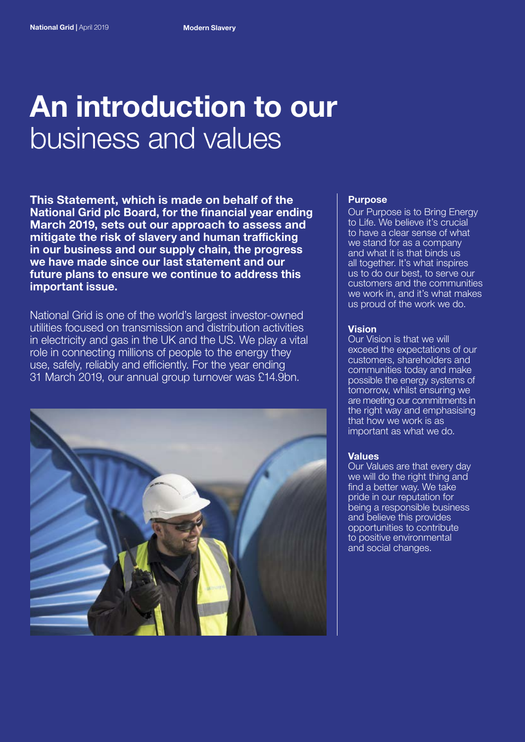# An introduction to our business and values

**This Statement, which is made on behalf of the National Grid plc Board, for the financial year ending March 2019, sets out our approach to assess and mitigate the risk of slavery and human trafficking in our business and our supply chain, the progress we have made since our last statement and our future plans to ensure we continue to address this important issue.**

National Grid is one of the world's largest investor-owned utilities focused on transmission and distribution activities in electricity and gas in the UK and the US. We play a vital role in connecting millions of people to the energy they use, safely, reliably and efficiently. For the year ending 31 March 2019, our annual group turnover was £14.9bn.

**Purpose**

Our Purpose is to Bring Energy to Life. We believe it's crucial to have a clear sense of what we stand for as a company and what it is that binds us all together. It's what inspires us to do our best, to serve our customers and the communities we work in, and it's what makes us proud of the work we do.

**Vision**

Our Vision is that we will exceed the expectations of our customers, shareholders and communities today and make possible the energy systems of tomorrow, whilst ensuring we are meeting our commitments in the right way and emphasising that how we work is as important as what we do.

**Values**

Our Values are that every day we will do the right thing and find a better way. We take pride in our reputation for being a responsible business and believe this provides opportunities to contribute to positive environmental and social changes.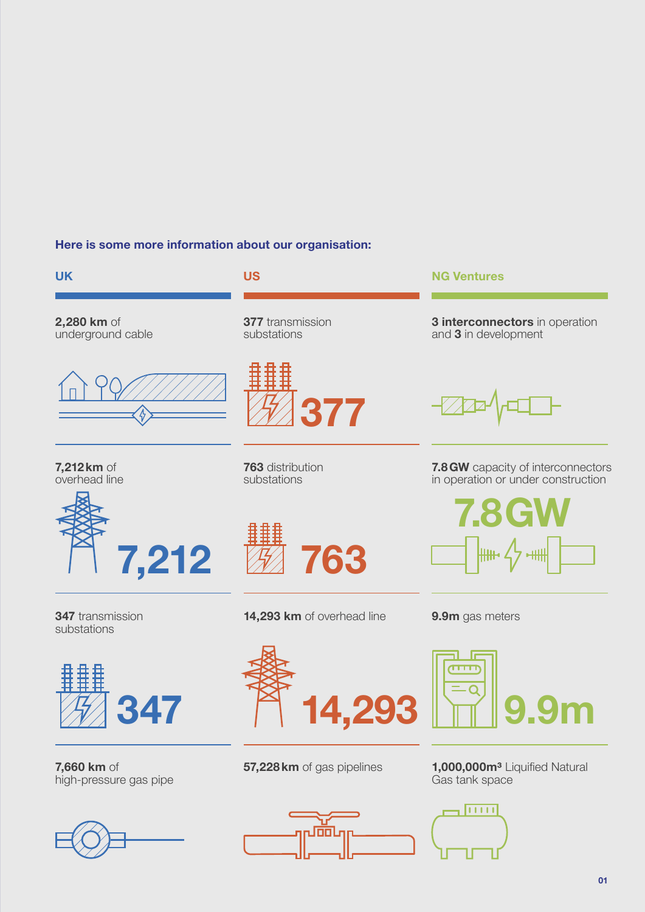**Here is some more information about our organisation:**

## UK

**2,280 km** of underground cable

**7,212 km** of overhead line

7,212

**347** transmission substations

347

**7,660 km** of high-pressure gas pipe

## US

**377** transmission substations

377

**763** distribution substations

763

**14,293 km** of overhead line

14,293

**57,228 km** of gas pipelines

## NG Ventures

**3 interconnectors** in operation and **3** in development

**7.8 GW** capacity of interconnectors in operation or under construction

7.8GW

**9.9m** gas meters

9.9m

**1,000,000m³** Liquified Natural Gas tank space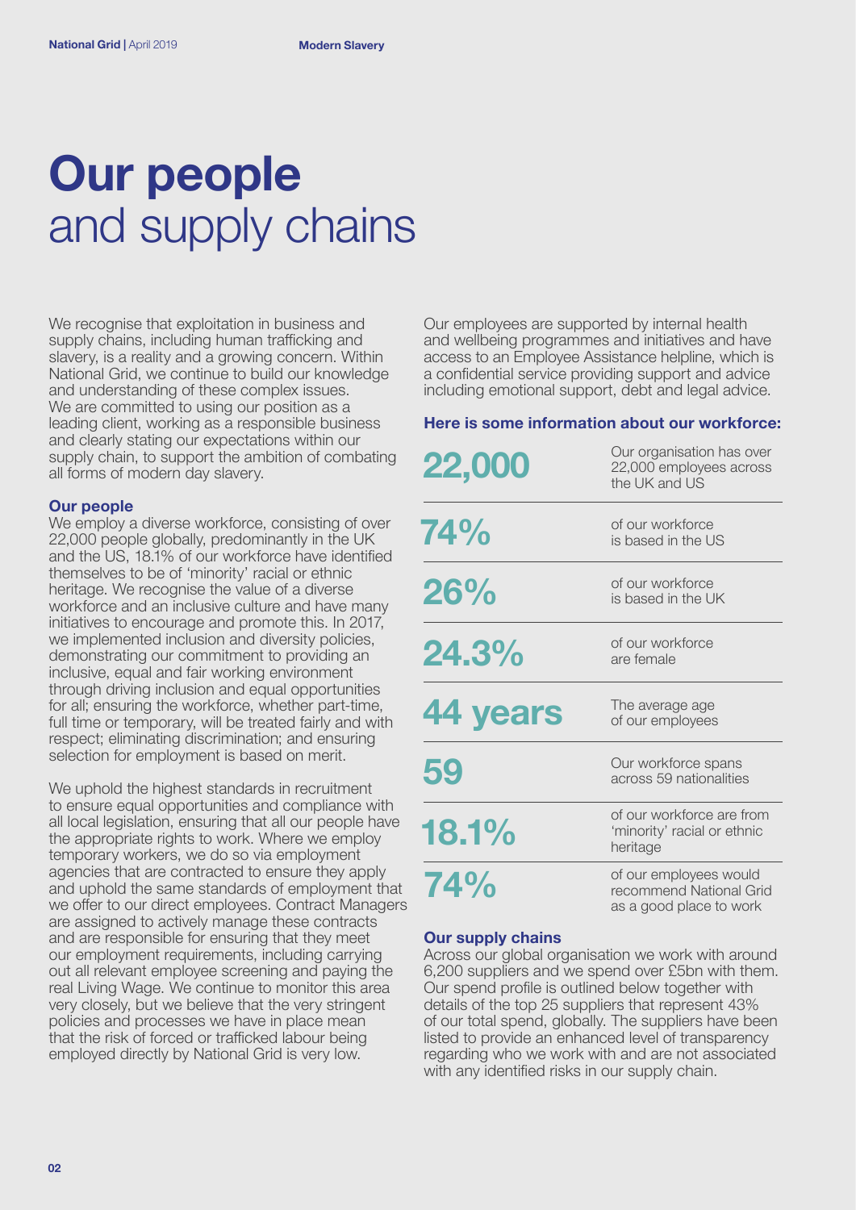# **Our people** and supply chains

We recognise that exploitation in business and supply chains, including human trafficking and slavery, is a reality and a growing concern. Within National Grid, we continue to build our knowledge and understanding of these complex issues. We are committed to using our position as a leading client, working as a responsible business and clearly stating our expectations within our supply chain, to support the ambition of combating all forms of modern day slavery.

### Our people

We employ a diverse workforce, consisting of over 22,000 people globally, predominantly in the UK and the US, 18.1% of our workforce have identified themselves to be of 'minority' racial or ethnic heritage. We recognise the value of a diverse workforce and an inclusive culture and have many initiatives to encourage and promote this. In 2017, we implemented inclusion and diversity policies, demonstrating our commitment to providing an inclusive, equal and fair working environment through driving inclusion and equal opportunities for all; ensuring the workforce, whether part-time, full time or temporary, will be treated fairly and with respect; eliminating discrimination; and ensuring selection for employment is based on merit.

We uphold the highest standards in recruitment to ensure equal opportunities and compliance with all local legislation, ensuring that all our people have the appropriate rights to work. Where we employ temporary workers, we do so via employment agencies that are contracted to ensure they apply and uphold the same standards of employment that we offer to our direct employees. Contract Managers are assigned to actively manage these contracts and are responsible for ensuring that they meet our employment requirements, including carrying out all relevant employee screening and paying the real Living Wage. We continue to monitor this area very closely, but we believe that the very stringent policies and processes we have in place mean that the risk of forced or trafficked labour being employed directly by National Grid is very low.

Our employees are supported by internal health and wellbeing programmes and initiatives and have access to an Employee Assistance helpline, which is a confidential service providing support and advice including emotional support, debt and legal advice.

### Here is some information about our workforce:

| | |
|---|---|
| **22,000** | Our organisation has over 22,000 employees across the UK and US |
| **74%** | of our workforce is based in the US |
| **26%** | of our workforce is based in the UK |
| **24.3%** | of our workforce are female |
| **44 years** | The average age of our employees |
| **59** | Our workforce spans across 59 nationalities |
| **18.1%** | of our workforce are from 'minority' racial or ethnic heritage |
| **74%** | of our employees would recommend National Grid as a good place to work |

### Our supply chains

Across our global organisation we work with around 6,200 suppliers and we spend over £5bn with them. Our spend profile is outlined below together with details of the top 25 suppliers that represent 43% of our total spend, globally. The suppliers have been listed to provide an enhanced level of transparency regarding who we work with and are not associated with any identified risks in our supply chain.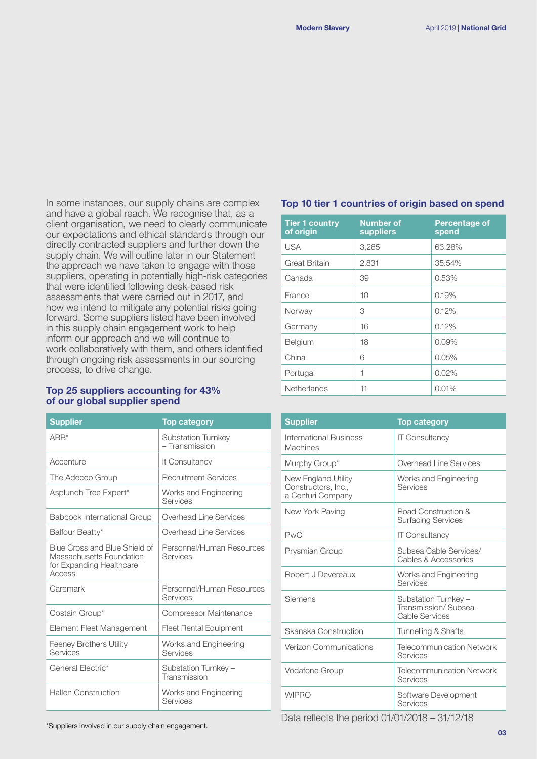In some instances, our supply chains are complex and have a global reach. We recognise that, as a client organisation, we need to clearly communicate our expectations and ethical standards through our directly contracted suppliers and further down the supply chain. We will outline later in our Statement the approach we have taken to engage with those suppliers, operating in potentially high-risk categories that were identified following desk-based risk assessments that were carried out in 2017, and how we intend to mitigate any potential risks going forward. Some suppliers listed have been involved in this supply chain engagement work to help inform our approach and we will continue to work collaboratively with them, and others identified through ongoing risk assessments in our sourcing process, to drive change.

### Top 25 suppliers accounting for 43% of our global supplier spend

| Supplier | Top category |
|---|---|
| ABB* | Substation Turnkey – Transmission |
| Accenture | It Consultancy |
| The Adecco Group | Recruitment Services |
| Asplundh Tree Expert* | Works and Engineering Services |
| Babcock International Group | Overhead Line Services |
| Balfour Beatty* | Overhead Line Services |
| Blue Cross and Blue Shield of Massachusetts Foundation for Expanding Healthcare Access | Personnel/Human Resources Services |
| Caremark | Personnel/Human Resources Services |
| Costain Group* | Compressor Maintenance |
| Element Fleet Management | Fleet Rental Equipment |
| Feeney Brothers Utility Services | Works and Engineering Services |
| General Electric* | Substation Turnkey – Transmission |
| Hallen Construction | Works and Engineering Services |
| International Business Machines | IT Consultancy |
| Murphy Group* | Overhead Line Services |
| New England Utility Constructors, Inc., a Centuri Company | Works and Engineering Services |
| New York Paving | Road Construction & Surfacing Services |
| PwC | IT Consultancy |
| Prysmian Group | Subsea Cable Services/ Cables & Accessories |
| Robert J Devereaux | Works and Engineering Services |
| Siemens | Substation Turnkey – Transmission/ Subsea Cable Services |
| Skanska Construction | Tunnelling & Shafts |
| Verizon Communications | Telecommunication Network Services |
| Vodafone Group | Telecommunication Network Services |
| WIPRO | Software Development Services |

Data reflects the period 01/01/2018 – 31/12/18

*Suppliers involved in our supply chain engagement.

### Top 10 tier 1 countries of origin based on spend

| Tier 1 country of origin | Number of suppliers | Percentage of spend |
|---|---|---|
| USA | 3,265 | 63.28% |
| Great Britain | 2,831 | 35.54% |
| Canada | 39 | 0.53% |
| France | 10 | 0.19% |
| Norway | 3 | 0.12% |
| Germany | 16 | 0.12% |
| Belgium | 18 | 0.09% |
| China | 6 | 0.05% |
| Portugal | 1 | 0.02% |
| Netherlands | 11 | 0.01% |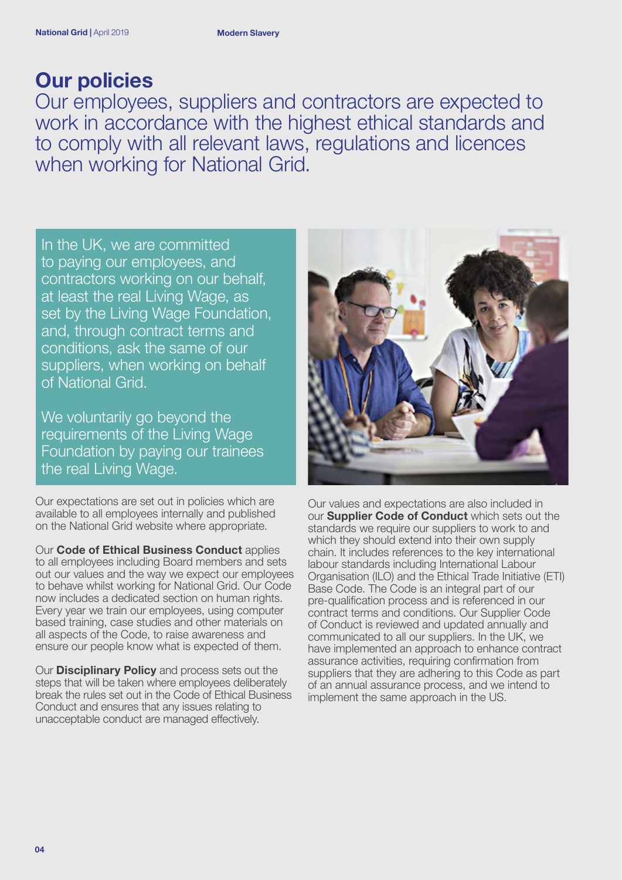# Our policies

Our employees, suppliers and contractors are expected to work in accordance with the highest ethical standards and to comply with all relevant laws, regulations and licences when working for National Grid.

In the UK, we are committed to paying our employees, and contractors working on our behalf, at least the real Living Wage, as set by the Living Wage Foundation, and, through contract terms and conditions, ask the same of our suppliers, when working on behalf of National Grid.

We voluntarily go beyond the requirements of the Living Wage Foundation by paying our trainees the real Living Wage.

Our expectations are set out in policies which are available to all employees internally and published on the National Grid website where appropriate.

Our **Code of Ethical Business Conduct** applies to all employees including Board members and sets out our values and the way we expect our employees to behave whilst working for National Grid. Our Code now includes a dedicated section on human rights. Every year we train our employees, using computer based training, case studies and other materials on all aspects of the Code, to raise awareness and ensure our people know what is expected of them.

Our **Disciplinary Policy** and process sets out the steps that will be taken where employees deliberately break the rules set out in the Code of Ethical Business Conduct and ensures that any issues relating to unacceptable conduct are managed effectively.

Our values and expectations are also included in our **Supplier Code of Conduct** which sets out the standards we require our suppliers to work to and which they should extend into their own supply chain. It includes references to the key international labour standards including International Labour Organisation (ILO) and the Ethical Trade Initiative (ETI) Base Code. The Code is an integral part of our pre-qualification process and is referenced in our contract terms and conditions. Our Supplier Code of Conduct is reviewed and updated annually and communicated to all our suppliers. In the UK, we have implemented an approach to enhance contract assurance activities, requiring confirmation from suppliers that they are adhering to this Code as part of an annual assurance process, and we intend to implement the same approach in the US.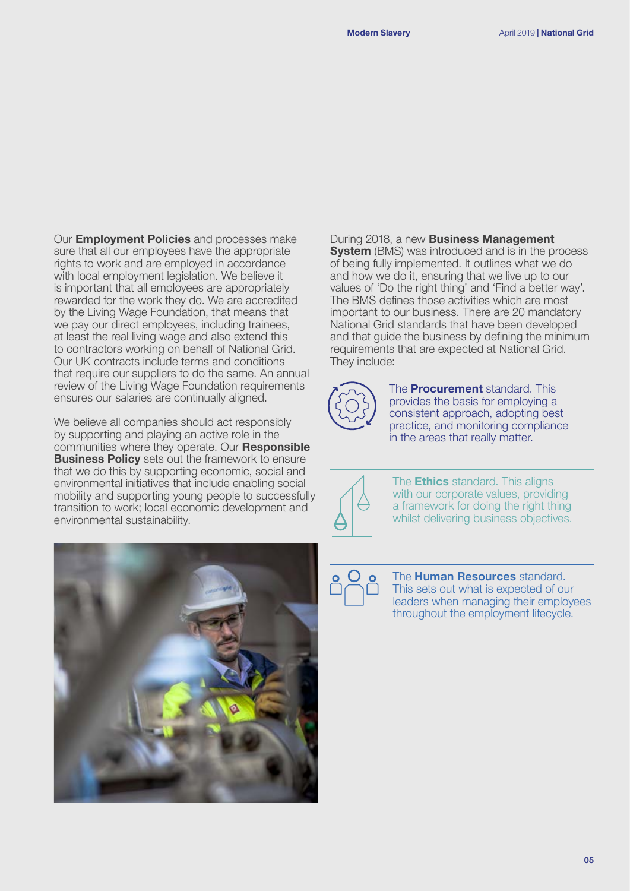Our **Employment Policies** and processes make sure that all our employees have the appropriate rights to work and are employed in accordance with local employment legislation. We believe it is important that all employees are appropriately rewarded for the work they do. We are accredited by the Living Wage Foundation, that means that we pay our direct employees, including trainees, at least the real living wage and also extend this to contractors working on behalf of National Grid. Our UK contracts include terms and conditions that require our suppliers to do the same. An annual review of the Living Wage Foundation requirements ensures our salaries are continually aligned.

We believe all companies should act responsibly by supporting and playing an active role in the communities where they operate. Our **Responsible Business Policy** sets out the framework to ensure that we do this by supporting economic, social and environmental initiatives that include enabling social mobility and supporting young people to successfully transition to work; local economic development and environmental sustainability.

During 2018, a new **Business Management System** (BMS) was introduced and is in the process of being fully implemented. It outlines what we do and how we do it, ensuring that we live up to our values of 'Do the right thing' and 'Find a better way'. The BMS defines those activities which are most important to our business. There are 20 mandatory National Grid standards that have been developed and that guide the business by defining the minimum requirements that are expected at National Grid. They include:

The **Procurement** standard. This provides the basis for employing a consistent approach, adopting best practice, and monitoring compliance in the areas that really matter.

The **Ethics** standard. This aligns with our corporate values, providing a framework for doing the right thing whilst delivering business objectives.

The **Human Resources** standard. This sets out what is expected of our leaders when managing their employees throughout the employment lifecycle.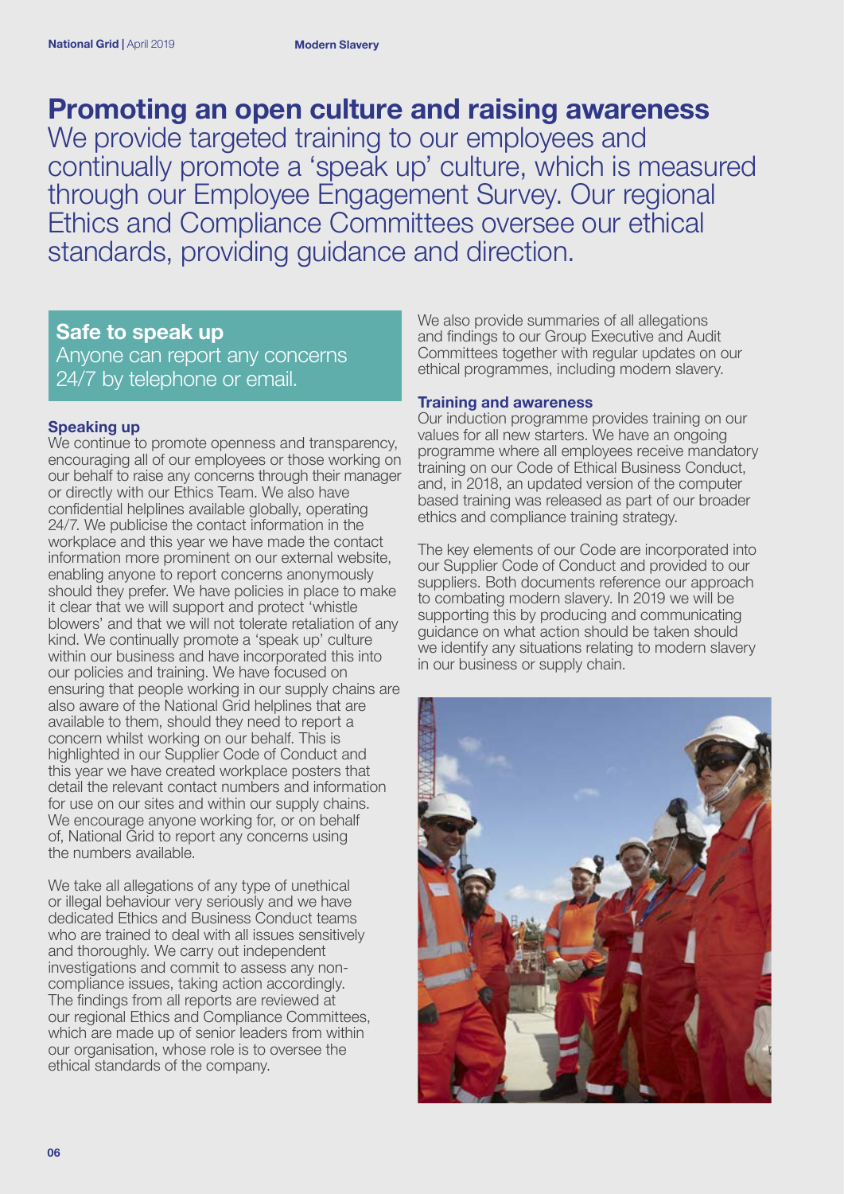# Promoting an open culture and raising awareness

We provide targeted training to our employees and continually promote a 'speak up' culture, which is measured through our Employee Engagement Survey. Our regional Ethics and Compliance Committees oversee our ethical standards, providing guidance and direction.

## Safe to speak up

Anyone can report any concerns 24/7 by telephone or email.

### Speaking up

We continue to promote openness and transparency, encouraging all of our employees or those working on our behalf to raise any concerns through their manager or directly with our Ethics Team. We also have confidential helplines available globally, operating 24/7. We publicise the contact information in the workplace and this year we have made the contact information more prominent on our external website, enabling anyone to report concerns anonymously should they prefer. We have policies in place to make it clear that we will support and protect 'whistle blowers' and that we will not tolerate retaliation of any kind. We continually promote a 'speak up' culture within our business and have incorporated this into our policies and training. We have focused on ensuring that people working in our supply chains are also aware of the National Grid helplines that are available to them, should they need to report a concern whilst working on our behalf. This is highlighted in our Supplier Code of Conduct and this year we have created workplace posters that detail the relevant contact numbers and information for use on our sites and within our supply chains. We encourage anyone working for, or on behalf of, National Grid to report any concerns using the numbers available.

We take all allegations of any type of unethical or illegal behaviour very seriously and we have dedicated Ethics and Business Conduct teams who are trained to deal with all issues sensitively and thoroughly. We carry out independent investigations and commit to assess any non-compliance issues, taking action accordingly. The findings from all reports are reviewed at our regional Ethics and Compliance Committees, which are made up of senior leaders from within our organisation, whose role is to oversee the ethical standards of the company.

We also provide summaries of all allegations and findings to our Group Executive and Audit Committees together with regular updates on our ethical programmes, including modern slavery.

### Training and awareness

Our induction programme provides training on our values for all new starters. We have an ongoing programme where all employees receive mandatory training on our Code of Ethical Business Conduct, and, in 2018, an updated version of the computer based training was released as part of our broader ethics and compliance training strategy.

The key elements of our Code are incorporated into our Supplier Code of Conduct and provided to our suppliers. Both documents reference our approach to combating modern slavery. In 2019 we will be supporting this by producing and communicating guidance on what action should be taken should we identify any situations relating to modern slavery in our business or supply chain.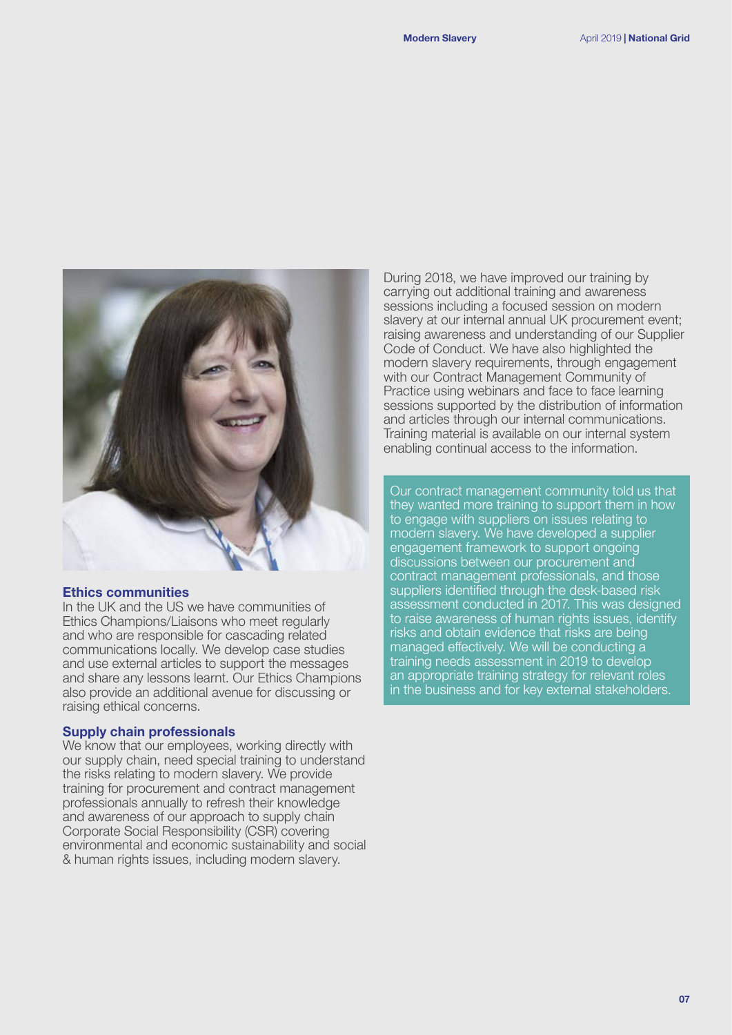### Ethics communities

In the UK and the US we have communities of Ethics Champions/Liaisons who meet regularly and who are responsible for cascading related communications locally. We develop case studies and use external articles to support the messages and share any lessons learnt. Our Ethics Champions also provide an additional avenue for discussing or raising ethical concerns.

### Supply chain professionals

We know that our employees, working directly with our supply chain, need special training to understand the risks relating to modern slavery. We provide training for procurement and contract management professionals annually to refresh their knowledge and awareness of our approach to supply chain Corporate Social Responsibility (CSR) covering environmental and economic sustainability and social & human rights issues, including modern slavery.

During 2018, we have improved our training by carrying out additional training and awareness sessions including a focused session on modern slavery at our internal annual UK procurement event; raising awareness and understanding of our Supplier Code of Conduct. We have also highlighted the modern slavery requirements, through engagement with our Contract Management Community of Practice using webinars and face to face learning sessions supported by the distribution of information and articles through our internal communications. Training material is available on our internal system enabling continual access to the information.

Our contract management community told us that they wanted more training to support them in how to engage with suppliers on issues relating to modern slavery. We have developed a supplier engagement framework to support ongoing discussions between our procurement and contract management professionals, and those suppliers identified through the desk-based risk assessment conducted in 2017. This was designed to raise awareness of human rights issues, identify risks and obtain evidence that risks are being managed effectively. We will be conducting a training needs assessment in 2019 to develop an appropriate training strategy for relevant roles in the business and for key external stakeholders.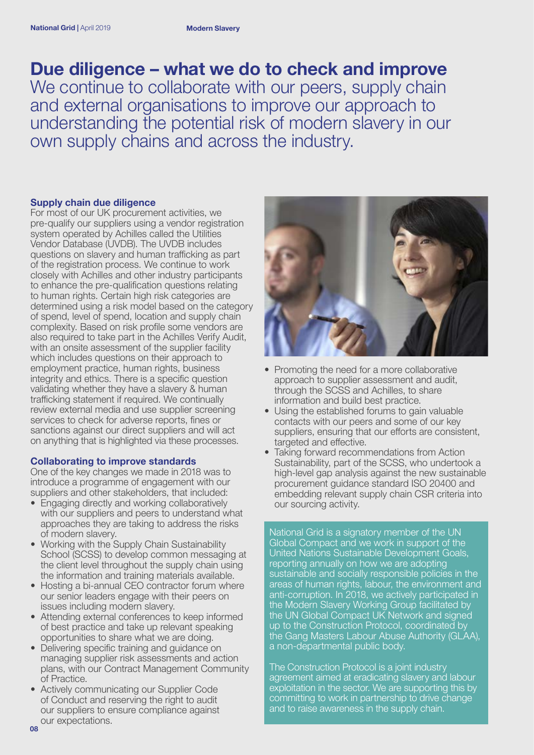# Due diligence – what we do to check and improve

We continue to collaborate with our peers, supply chain and external organisations to improve our approach to understanding the potential risk of modern slavery in our own supply chains and across the industry.

### Supply chain due diligence

For most of our UK procurement activities, we pre-qualify our suppliers using a vendor registration system operated by Achilles called the Utilities Vendor Database (UVDB). The UVDB includes questions on slavery and human trafficking as part of the registration process. We continue to work closely with Achilles and other industry participants to enhance the pre-qualification questions relating to human rights. Certain high risk categories are determined using a risk model based on the category of spend, level of spend, location and supply chain complexity. Based on risk profile some vendors are also required to take part in the Achilles Verify Audit, with an onsite assessment of the supplier facility which includes questions on their approach to employment practice, human rights, business integrity and ethics. There is a specific question validating whether they have a slavery & human trafficking statement if required. We continually review external media and use supplier screening services to check for adverse reports, fines or sanctions against our direct suppliers and will act on anything that is highlighted via these processes.

### Collaborating to improve standards

One of the key changes we made in 2018 was to introduce a programme of engagement with our suppliers and other stakeholders, that included:

- Engaging directly and working collaboratively with our suppliers and peers to understand what approaches they are taking to address the risks of modern slavery.
- Working with the Supply Chain Sustainability School (SCSS) to develop common messaging at the client level throughout the supply chain using the information and training materials available.
- Hosting a bi-annual CEO contractor forum where our senior leaders engage with their peers on issues including modern slavery.
- Attending external conferences to keep informed of best practice and take up relevant speaking opportunities to share what we are doing.
- Delivering specific training and guidance on managing supplier risk assessments and action plans, with our Contract Management Community of Practice.
- Actively communicating our Supplier Code of Conduct and reserving the right to audit our suppliers to ensure compliance against our expectations.
- Promoting the need for a more collaborative approach to supplier assessment and audit, through the SCSS and Achilles, to share information and build best practice.
- Using the established forums to gain valuable contacts with our peers and some of our key suppliers, ensuring that our efforts are consistent, targeted and effective.
- Taking forward recommendations from Action Sustainability, part of the SCSS, who undertook a high-level gap analysis against the new sustainable procurement guidance standard ISO 20400 and embedding relevant supply chain CSR criteria into our sourcing activity.

National Grid is a signatory member of the UN Global Compact and we work in support of the United Nations Sustainable Development Goals, reporting annually on how we are adopting sustainable and socially responsible policies in the areas of human rights, labour, the environment and anti-corruption. In 2018, we actively participated in the Modern Slavery Working Group facilitated by the UN Global Compact UK Network and signed up to the Construction Protocol, coordinated by the Gang Masters Labour Abuse Authority (GLAA), a non-departmental public body.

The Construction Protocol is a joint industry agreement aimed at eradicating slavery and labour exploitation in the sector. We are supporting this by committing to work in partnership to drive change and to raise awareness in the supply chain.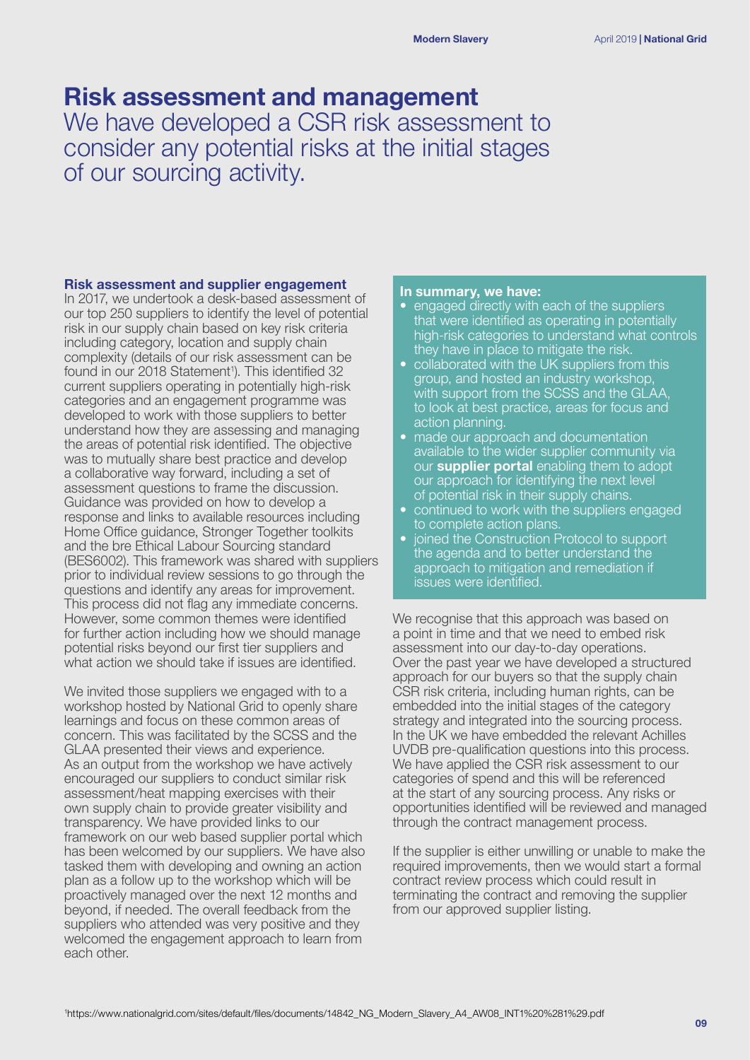# Risk assessment and management

We have developed a CSR risk assessment to consider any potential risks at the initial stages of our sourcing activity.

### Risk assessment and supplier engagement

In 2017, we undertook a desk-based assessment of our top 250 suppliers to identify the level of potential risk in our supply chain based on key risk criteria including category, location and supply chain complexity (details of our risk assessment can be found in our 2018 Statement[1]). This identified 32 current suppliers operating in potentially high-risk categories and an engagement programme was developed to work with those suppliers to better understand how they are assessing and managing the areas of potential risk identified. The objective was to mutually share best practice and develop a collaborative way forward, including a set of assessment questions to frame the discussion. Guidance was provided on how to develop a response and links to available resources including Home Office guidance, Stronger Together toolkits and the bre Ethical Labour Sourcing standard (BES6002). This framework was shared with suppliers prior to individual review sessions to go through the questions and identify any areas for improvement. This process did not flag any immediate concerns. However, some common themes were identified for further action including how we should manage potential risks beyond our first tier suppliers and what action we should take if issues are identified.

We invited those suppliers we engaged with to a workshop hosted by National Grid to openly share learnings and focus on these common areas of concern. This was facilitated by the SCSS and the GLAA presented their views and experience. As an output from the workshop we have actively encouraged our suppliers to conduct similar risk assessment/heat mapping exercises with their own supply chain to provide greater visibility and transparency. We have provided links to our framework on our web based supplier portal which has been welcomed by our suppliers. We have also tasked them with developing and owning an action plan as a follow up to the workshop which will be proactively managed over the next 12 months and beyond, if needed. The overall feedback from the suppliers who attended was very positive and they welcomed the engagement approach to learn from each other.

**In summary, we have:**

- engaged directly with each of the suppliers that were identified as operating in potentially high-risk categories to understand what controls they have in place to mitigate the risk.
- collaborated with the UK suppliers from this group, and hosted an industry workshop, with support from the SCSS and the GLAA, to look at best practice, areas for focus and action planning.
- made our approach and documentation available to the wider supplier community via our **supplier portal** enabling them to adopt our approach for identifying the next level of potential risk in their supply chains.
- continued to work with the suppliers engaged to complete action plans.
- joined the Construction Protocol to support the agenda and to better understand the approach to mitigation and remediation if issues were identified.

We recognise that this approach was based on a point in time and that we need to embed risk assessment into our day-to-day operations. Over the past year we have developed a structured approach for our buyers so that the supply chain CSR risk criteria, including human rights, can be embedded into the initial stages of the category strategy and integrated into the sourcing process. In the UK we have embedded the relevant Achilles UVDB pre-qualification questions into this process. We have applied the CSR risk assessment to our categories of spend and this will be referenced at the start of any sourcing process. Any risks or opportunities identified will be reviewed and managed through the contract management process.

If the supplier is either unwilling or unable to make the required improvements, then we would start a formal contract review process which could result in terminating the contract and removing the supplier from our approved supplier listing.

[1] https://www.nationalgrid.com/sites/default/files/documents/14842_NG_Modern_Slavery_A4_AW08_INT1%20%281%29.pdf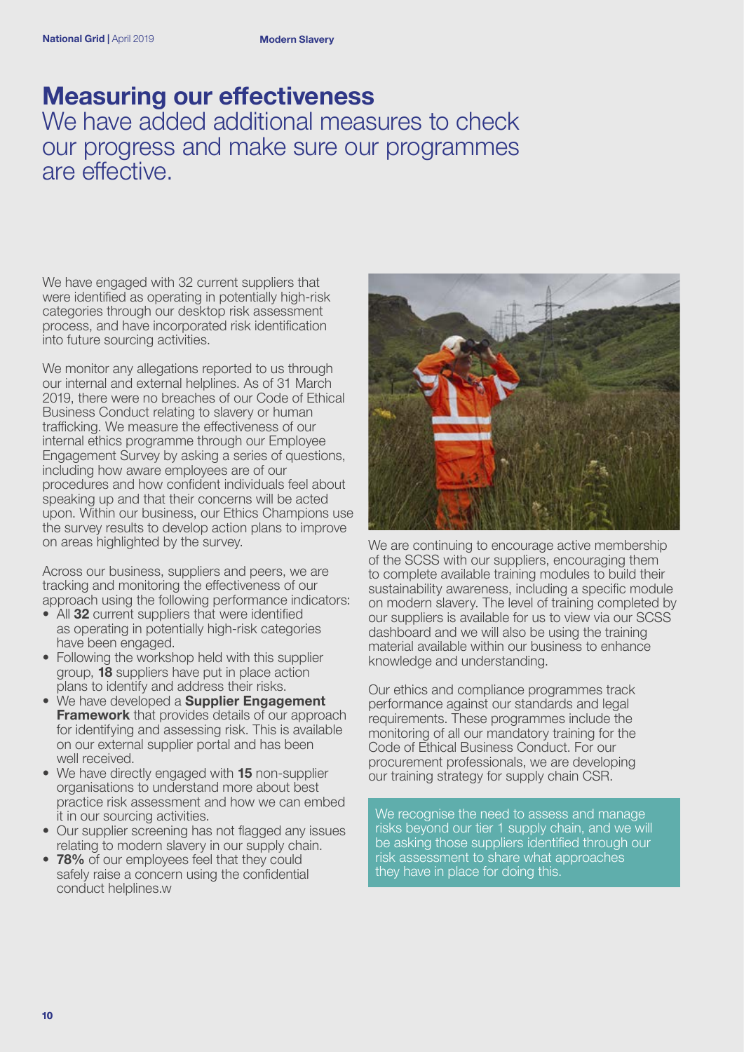# Measuring our effectiveness

## We have added additional measures to check our progress and make sure our programmes are effective.

We have engaged with 32 current suppliers that were identified as operating in potentially high-risk categories through our desktop risk assessment process, and have incorporated risk identification into future sourcing activities.

We monitor any allegations reported to us through our internal and external helplines. As of 31 March 2019, there were no breaches of our Code of Ethical Business Conduct relating to slavery or human trafficking. We measure the effectiveness of our internal ethics programme through our Employee Engagement Survey by asking a series of questions, including how aware employees are of our procedures and how confident individuals feel about speaking up and that their concerns will be acted upon. Within our business, our Ethics Champions use the survey results to develop action plans to improve on areas highlighted by the survey.

Across our business, suppliers and peers, we are tracking and monitoring the effectiveness of our approach using the following performance indicators:

- All **32** current suppliers that were identified as operating in potentially high-risk categories have been engaged.
- Following the workshop held with this supplier group, **18** suppliers have put in place action plans to identify and address their risks.
- We have developed a **Supplier Engagement Framework** that provides details of our approach for identifying and assessing risk. This is available on our external supplier portal and has been well received.
- We have directly engaged with **15** non-supplier organisations to understand more about best practice risk assessment and how we can embed it in our sourcing activities.
- Our supplier screening has not flagged any issues relating to modern slavery in our supply chain.
- **78%** of our employees feel that they could safely raise a concern using the confidential conduct helplines.w

We are continuing to encourage active membership of the SCSS with our suppliers, encouraging them to complete available training modules to build their sustainability awareness, including a specific module on modern slavery. The level of training completed by our suppliers is available for us to view via our SCSS dashboard and we will also be using the training material available within our business to enhance knowledge and understanding.

Our ethics and compliance programmes track performance against our standards and legal requirements. These programmes include the monitoring of all our mandatory training for the Code of Ethical Business Conduct. For our procurement professionals, we are developing our training strategy for supply chain CSR.

We recognise the need to assess and manage risks beyond our tier 1 supply chain, and we will be asking those suppliers identified through our risk assessment to share what approaches they have in place for doing this.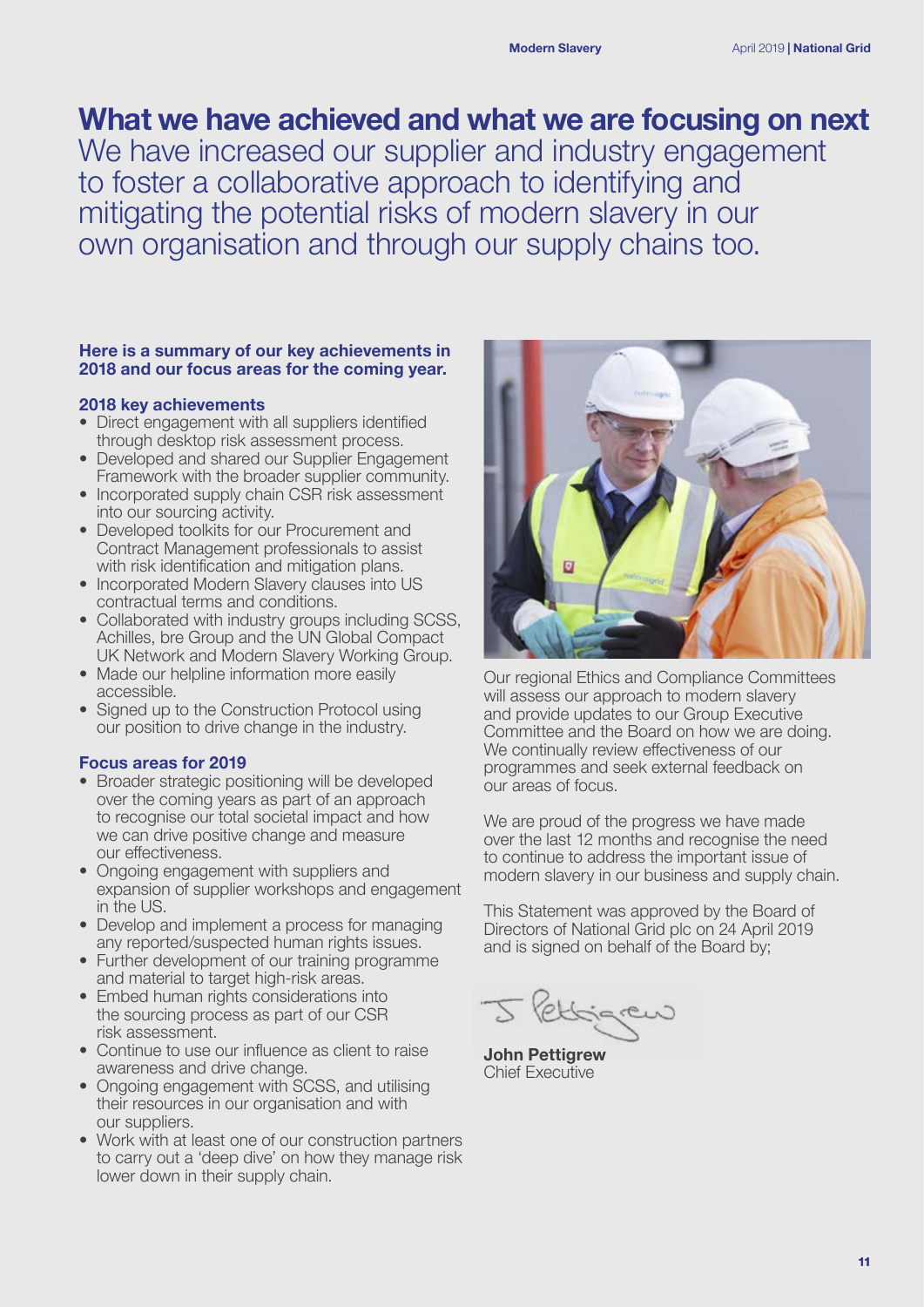# What we have achieved and what we are focusing on next

We have increased our supplier and industry engagement to foster a collaborative approach to identifying and mitigating the potential risks of modern slavery in our own organisation and through our supply chains too.

**Here is a summary of our key achievements in 2018 and our focus areas for the coming year.**

### 2018 key achievements

- Direct engagement with all suppliers identified through desktop risk assessment process.
- Developed and shared our Supplier Engagement Framework with the broader supplier community.
- Incorporated supply chain CSR risk assessment into our sourcing activity.
- Developed toolkits for our Procurement and Contract Management professionals to assist with risk identification and mitigation plans.
- Incorporated Modern Slavery clauses into US contractual terms and conditions.
- Collaborated with industry groups including SCSS, Achilles, bre Group and the UN Global Compact UK Network and Modern Slavery Working Group.
- Made our helpline information more easily accessible.
- Signed up to the Construction Protocol using our position to drive change in the industry.

### Focus areas for 2019

- Broader strategic positioning will be developed over the coming years as part of an approach to recognise our total societal impact and how we can drive positive change and measure our effectiveness.
- Ongoing engagement with suppliers and expansion of supplier workshops and engagement in the US.
- Develop and implement a process for managing any reported/suspected human rights issues.
- Further development of our training programme and material to target high-risk areas.
- Embed human rights considerations into the sourcing process as part of our CSR risk assessment.
- Continue to use our influence as client to raise awareness and drive change.
- Ongoing engagement with SCSS, and utilising their resources in our organisation and with our suppliers.
- Work with at least one of our construction partners to carry out a 'deep dive' on how they manage risk lower down in their supply chain.

Our regional Ethics and Compliance Committees will assess our approach to modern slavery and provide updates to our Group Executive Committee and the Board on how we are doing. We continually review effectiveness of our programmes and seek external feedback on our areas of focus.

We are proud of the progress we have made over the last 12 months and recognise the need to continue to address the important issue of modern slavery in our business and supply chain.

This Statement was approved by the Board of Directors of National Grid plc on 24 April 2019 and is signed on behalf of the Board by;

J Pettigrew

**John Pettigrew**
Chief Executive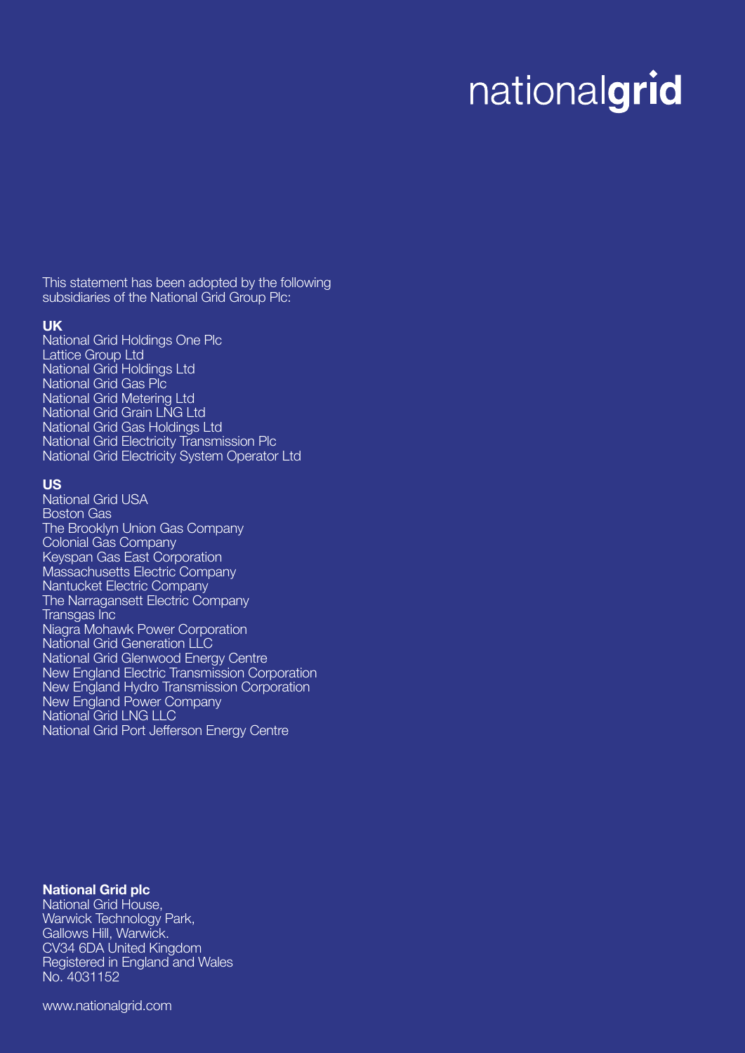nationalgrid

This statement has been adopted by the following subsidiaries of the National Grid Group Plc:

**UK**

National Grid Holdings One Plc
Lattice Group Ltd
National Grid Holdings Ltd
National Grid Gas Plc
National Grid Metering Ltd
National Grid Grain LNG Ltd
National Grid Gas Holdings Ltd
National Grid Electricity Transmission Plc
National Grid Electricity System Operator Ltd

**US**

National Grid USA
Boston Gas
The Brooklyn Union Gas Company
Colonial Gas Company
Keyspan Gas East Corporation
Massachusetts Electric Company
Nantucket Electric Company
The Narragansett Electric Company
Transgas Inc
Niagra Mohawk Power Corporation
National Grid Generation LLC
National Grid Glenwood Energy Centre
New England Electric Transmission Corporation
New England Hydro Transmission Corporation
New England Power Company
National Grid LNG LLC
National Grid Port Jefferson Energy Centre

**National Grid plc**
National Grid House,
Warwick Technology Park,
Gallows Hill, Warwick.
CV34 6DA United Kingdom
Registered in England and Wales
No. 4031152

www.nationalgrid.com